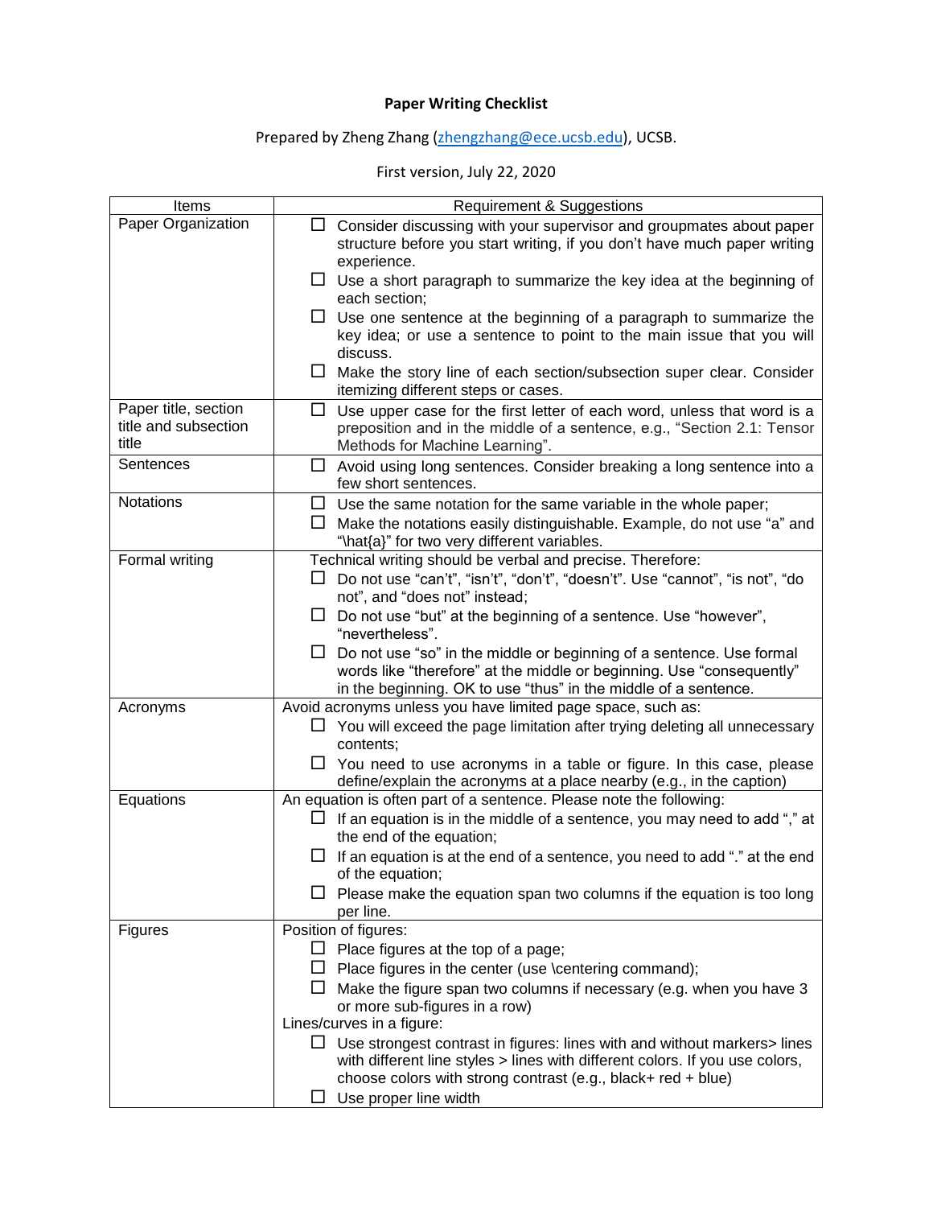**Paper Writing Checklist**

Prepared by Zheng Zhang (zhengzhang@ece.ucsb.edu), UCSB.

First version, July 22, 2020

| Items | Requirement & Suggestions |
|---|---|
| Paper Organization | ☐ Consider discussing with your supervisor and groupmates about paper structure before you start writing, if you don't have much paper writing experience.<br>☐ Use a short paragraph to summarize the key idea at the beginning of each section;<br>☐ Use one sentence at the beginning of a paragraph to summarize the key idea; or use a sentence to point to the main issue that you will discuss.<br>☐ Make the story line of each section/subsection super clear. Consider itemizing different steps or cases. |
| Paper title, section title and subsection title | ☐ Use upper case for the first letter of each word, unless that word is a preposition and in the middle of a sentence, e.g., "Section 2.1: Tensor Methods for Machine Learning". |
| Sentences | ☐ Avoid using long sentences. Consider breaking a long sentence into a few short sentences. |
| Notations | ☐ Use the same notation for the same variable in the whole paper;<br>☐ Make the notations easily distinguishable. Example, do not use "a" and "\hat{a}" for two very different variables. |
| Formal writing | Technical writing should be verbal and precise. Therefore:<br>☐ Do not use "can't", "isn't", "don't", "doesn't". Use "cannot", "is not", "do not", and "does not" instead;<br>☐ Do not use "but" at the beginning of a sentence. Use "however", "nevertheless".<br>☐ Do not use "so" in the middle or beginning of a sentence. Use formal words like "therefore" at the middle or beginning. Use "consequently" in the beginning. OK to use "thus" in the middle of a sentence. |
| Acronyms | Avoid acronyms unless you have limited page space, such as:<br>☐ You will exceed the page limitation after trying deleting all unnecessary contents;<br>☐ You need to use acronyms in a table or figure. In this case, please define/explain the acronyms at a place nearby (e.g., in the caption) |
| Equations | An equation is often part of a sentence. Please note the following:<br>☐ If an equation is in the middle of a sentence, you may need to add "," at the end of the equation;<br>☐ If an equation is at the end of a sentence, you need to add "." at the end of the equation;<br>☐ Please make the equation span two columns if the equation is too long per line. |
| Figures | Position of figures:<br>☐ Place figures at the top of a page;<br>☐ Place figures in the center (use \centering command);<br>☐ Make the figure span two columns if necessary (e.g. when you have 3 or more sub-figures in a row)<br>Lines/curves in a figure:<br>☐ Use strongest contrast in figures: lines with and without markers> lines with different line styles > lines with different colors. If you use colors, choose colors with strong contrast (e.g., black+ red + blue)<br>☐ Use proper line width |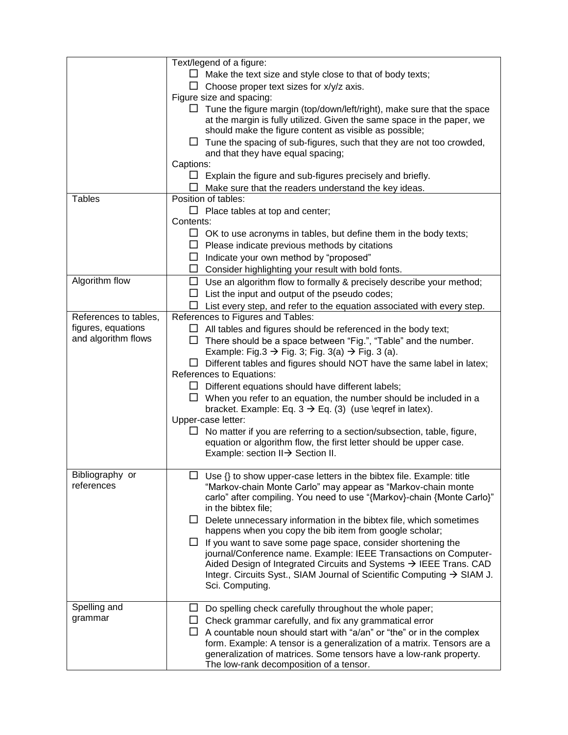| | |
|---|---|
| | Text/legend of a figure:<br>☐ Make the text size and style close to that of body texts;<br>☐ Choose proper text sizes for x/y/z axis.<br>Figure size and spacing:<br>☐ Tune the figure margin (top/down/left/right), make sure that the space at the margin is fully utilized. Given the same space in the paper, we should make the figure content as visible as possible;<br>☐ Tune the spacing of sub-figures, such that they are not too crowded, and that they have equal spacing;<br>Captions:<br>☐ Explain the figure and sub-figures precisely and briefly.<br>☐ Make sure that the readers understand the key ideas. |
| Tables | Position of tables:<br>☐ Place tables at top and center;<br>Contents:<br>☐ OK to use acronyms in tables, but define them in the body texts;<br>☐ Please indicate previous methods by citations<br>☐ Indicate your own method by "proposed"<br>☐ Consider highlighting your result with bold fonts. |
| Algorithm flow | ☐ Use an algorithm flow to formally & precisely describe your method;<br>☐ List the input and output of the pseudo codes;<br>☐ List every step, and refer to the equation associated with every step. |
| References to tables, figures, equations and algorithm flows | References to Figures and Tables:<br>☐ All tables and figures should be referenced in the body text;<br>☐ There should be a space between "Fig.", "Table" and the number. Example: Fig.3 → Fig. 3; Fig. 3(a) → Fig. 3 (a).<br>☐ Different tables and figures should NOT have the same label in latex;<br>References to Equations:<br>☐ Different equations should have different labels;<br>☐ When you refer to an equation, the number should be included in a bracket. Example: Eq. 3 → Eq. (3) (use \eqref in latex).<br>Upper-case letter:<br>☐ No matter if you are referring to a section/subsection, table, figure, equation or algorithm flow, the first letter should be upper case. Example: section II→ Section II. |
| Bibliography or references | ☐ Use {} to show upper-case letters in the bibtex file. Example: title "Markov-chain Monte Carlo" may appear as "Markov-chain monte carlo" after compiling. You need to use "{Markov}-chain {Monte Carlo}" in the bibtex file;<br>☐ Delete unnecessary information in the bibtex file, which sometimes happens when you copy the bib item from google scholar;<br>☐ If you want to save some page space, consider shortening the journal/Conference name. Example: IEEE Transactions on Computer-Aided Design of Integrated Circuits and Systems → IEEE Trans. CAD Integr. Circuits Syst., SIAM Journal of Scientific Computing → SIAM J. Sci. Computing. |
| Spelling and grammar | ☐ Do spelling check carefully throughout the whole paper;<br>☐ Check grammar carefully, and fix any grammatical error<br>☐ A countable noun should start with "a/an" or "the" or in the complex form. Example: A tensor is a generalization of a matrix. Tensors are a generalization of matrices. Some tensors have a low-rank property. The low-rank decomposition of a tensor. |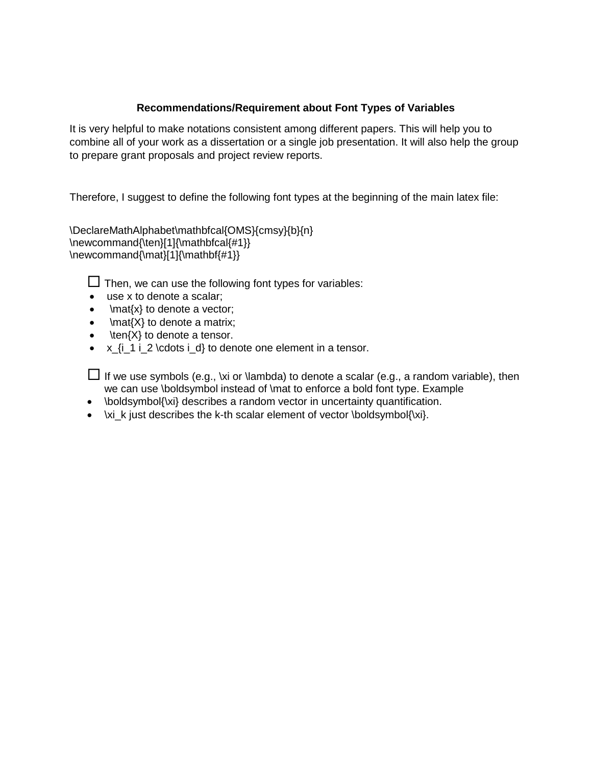**Recommendations/Requirement about Font Types of Variables**

It is very helpful to make notations consistent among different papers. This will help you to combine all of your work as a dissertation or a single job presentation. It will also help the group to prepare grant proposals and project review reports.

Therefore, I suggest to define the following font types at the beginning of the main latex file:

```
\DeclareMathAlphabet\mathbfcal{OMS}{cmsy}{b}{n}
\newcommand{\ten}[1]{\mathbfcal{#1}}
\newcommand{\mat}[1]{\mathbf{#1}}
```

☐ Then, we can use the following font types for variables:

- use x to denote a scalar;
- \mat{x} to denote a vector;
- \mat{X} to denote a matrix;
- \ten{X} to denote a tensor.
- x_{i_1 i_2 \cdots i_d} to denote one element in a tensor.

☐ If we use symbols (e.g., \xi or \lambda) to denote a scalar (e.g., a random variable), then we can use \boldsymbol instead of \mat to enforce a bold font type. Example

- \boldsymbol{\xi} describes a random vector in uncertainty quantification.
- \xi_k just describes the k-th scalar element of vector \boldsymbol{\xi}.